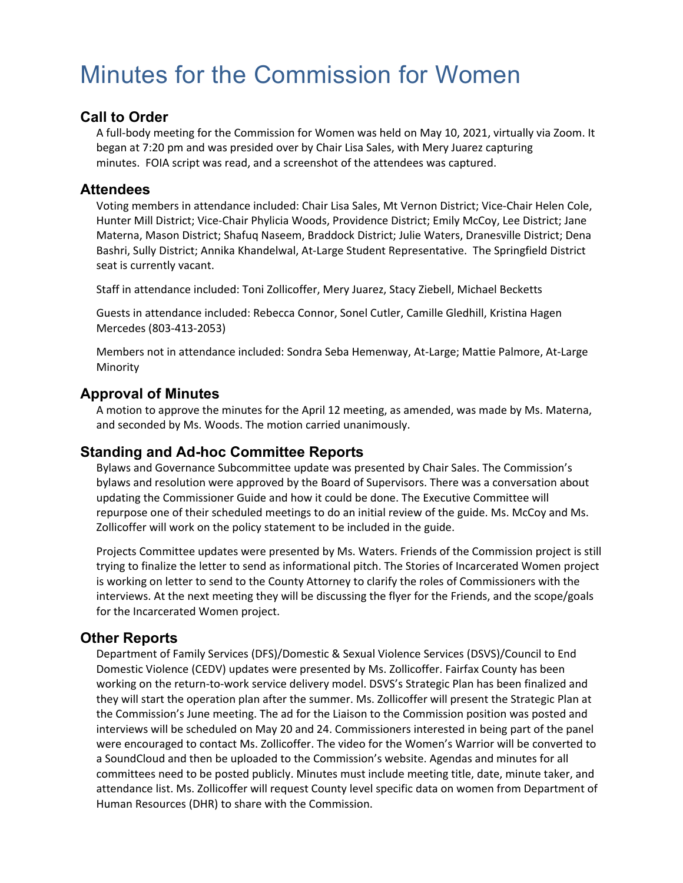# Minutes for the Commission for Women

## Call to Order

A full-body meeting for the Commission for Women was held on May 10, 2021, virtually via Zoom. It began at 7:20 pm and was presided over by Chair Lisa Sales, with Mery Juarez capturing minutes. FOIA script was read, and a screenshot of the attendees was captured.

## Attendees

Voting members in attendance included: Chair Lisa Sales, Mt Vernon District; Vice-Chair Helen Cole, Hunter Mill District; Vice-Chair Phylicia Woods, Providence District; Emily McCoy, Lee District; Jane Materna, Mason District; Shafuq Naseem, Braddock District; Julie Waters, Dranesville District; Dena Bashri, Sully District; Annika Khandelwal, At-Large Student Representative. The Springfield District seat is currently vacant.

Staff in attendance included: Toni Zollicoffer, Mery Juarez, Stacy Ziebell, Michael Becketts

Guests in attendance included: Rebecca Connor, Sonel Cutler, Camille Gledhill, Kristina Hagen Mercedes (803-413-2053)

Members not in attendance included: Sondra Seba Hemenway, At-Large; Mattie Palmore, At-Large Minority

## Approval of Minutes

A motion to approve the minutes for the April 12 meeting, as amended, was made by Ms. Materna, and seconded by Ms. Woods. The motion carried unanimously.

## Standing and Ad-hoc Committee Reports

Bylaws and Governance Subcommittee update was presented by Chair Sales. The Commission's bylaws and resolution were approved by the Board of Supervisors. There was a conversation about updating the Commissioner Guide and how it could be done. The Executive Committee will repurpose one of their scheduled meetings to do an initial review of the guide. Ms. McCoy and Ms. Zollicoffer will work on the policy statement to be included in the guide.

Projects Committee updates were presented by Ms. Waters. Friends of the Commission project is still trying to finalize the letter to send as informational pitch. The Stories of Incarcerated Women project is working on letter to send to the County Attorney to clarify the roles of Commissioners with the interviews. At the next meeting they will be discussing the flyer for the Friends, and the scope/goals for the Incarcerated Women project.

## Other Reports

Department of Family Services (DFS)/Domestic & Sexual Violence Services (DSVS)/Council to End Domestic Violence (CEDV) updates were presented by Ms. Zollicoffer. Fairfax County has been working on the return-to-work service delivery model. DSVS's Strategic Plan has been finalized and they will start the operation plan after the summer. Ms. Zollicoffer will present the Strategic Plan at the Commission's June meeting. The ad for the Liaison to the Commission position was posted and interviews will be scheduled on May 20 and 24. Commissioners interested in being part of the panel were encouraged to contact Ms. Zollicoffer. The video for the Women's Warrior will be converted to a SoundCloud and then be uploaded to the Commission's website. Agendas and minutes for all committees need to be posted publicly. Minutes must include meeting title, date, minute taker, and attendance list. Ms. Zollicoffer will request County level specific data on women from Department of Human Resources (DHR) to share with the Commission.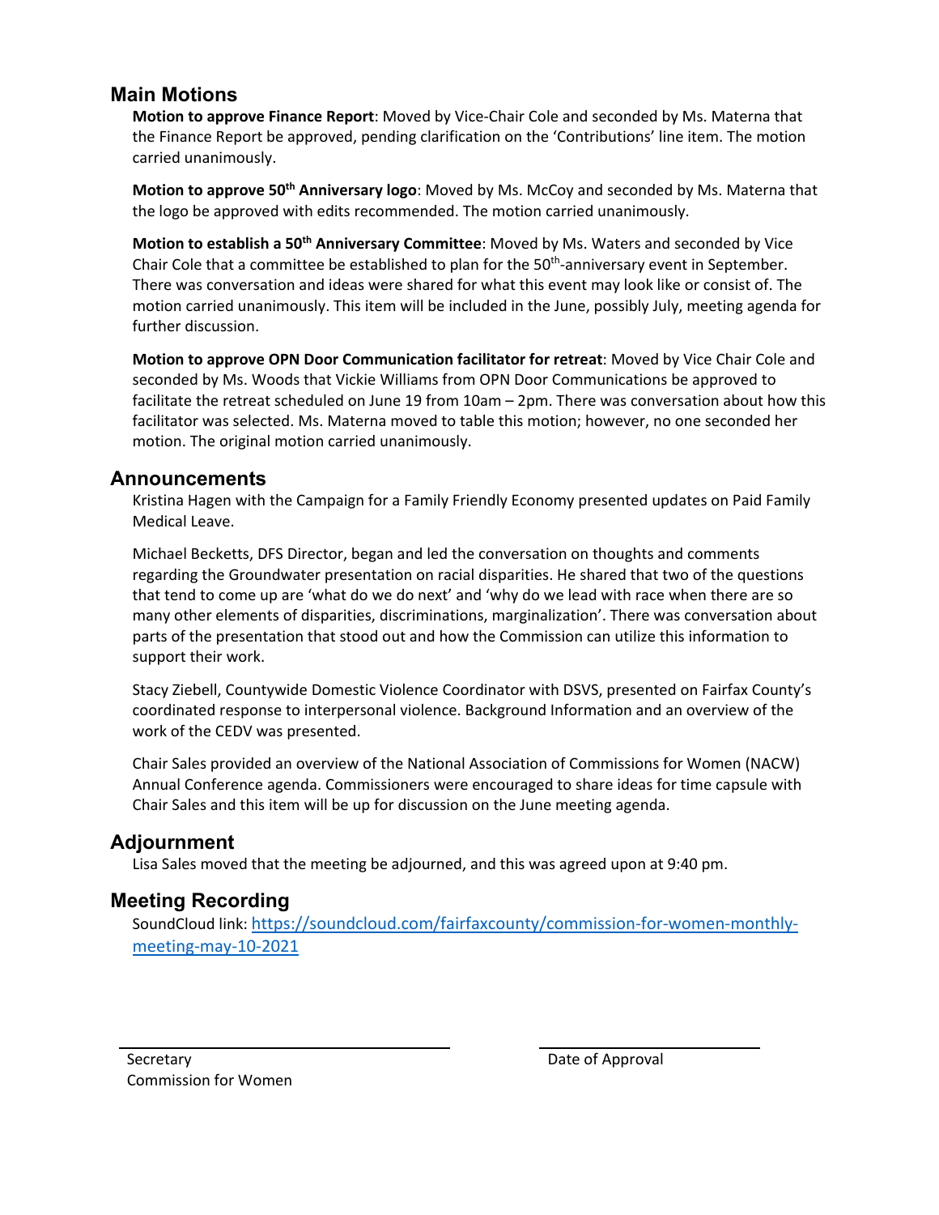## Main Motions

**Motion to approve Finance Report**: Moved by Vice-Chair Cole and seconded by Ms. Materna that the Finance Report be approved, pending clarification on the 'Contributions' line item. The motion carried unanimously.

**Motion to approve 50th Anniversary logo**: Moved by Ms. McCoy and seconded by Ms. Materna that the logo be approved with edits recommended. The motion carried unanimously.

**Motion to establish a 50th Anniversary Committee**: Moved by Ms. Waters and seconded by Vice Chair Cole that a committee be established to plan for the 50th-anniversary event in September. There was conversation and ideas were shared for what this event may look like or consist of. The motion carried unanimously. This item will be included in the June, possibly July, meeting agenda for further discussion.

**Motion to approve OPN Door Communication facilitator for retreat**: Moved by Vice Chair Cole and seconded by Ms. Woods that Vickie Williams from OPN Door Communications be approved to facilitate the retreat scheduled on June 19 from 10am – 2pm. There was conversation about how this facilitator was selected. Ms. Materna moved to table this motion; however, no one seconded her motion. The original motion carried unanimously.

## Announcements

Kristina Hagen with the Campaign for a Family Friendly Economy presented updates on Paid Family Medical Leave.

Michael Becketts, DFS Director, began and led the conversation on thoughts and comments regarding the Groundwater presentation on racial disparities. He shared that two of the questions that tend to come up are 'what do we do next' and 'why do we lead with race when there are so many other elements of disparities, discriminations, marginalization'. There was conversation about parts of the presentation that stood out and how the Commission can utilize this information to support their work.

Stacy Ziebell, Countywide Domestic Violence Coordinator with DSVS, presented on Fairfax County's coordinated response to interpersonal violence. Background Information and an overview of the work of the CEDV was presented.

Chair Sales provided an overview of the National Association of Commissions for Women (NACW) Annual Conference agenda. Commissioners were encouraged to share ideas for time capsule with Chair Sales and this item will be up for discussion on the June meeting agenda.

## Adjournment

Lisa Sales moved that the meeting be adjourned, and this was agreed upon at 9:40 pm.

## Meeting Recording

SoundCloud link: https://soundcloud.com/fairfaxcounty/commission-for-women-monthly-meeting-may-10-2021

\_\_\_\_\_\_\_\_\_\_\_\_\_\_\_\_\_\_\_\_\_\_\_\_\_\_\_\_\_\_\_\_
Secretary
Commission for Women

\_\_\_\_\_\_\_\_\_\_\_\_\_\_\_\_\_\_\_\_\_\_
Date of Approval